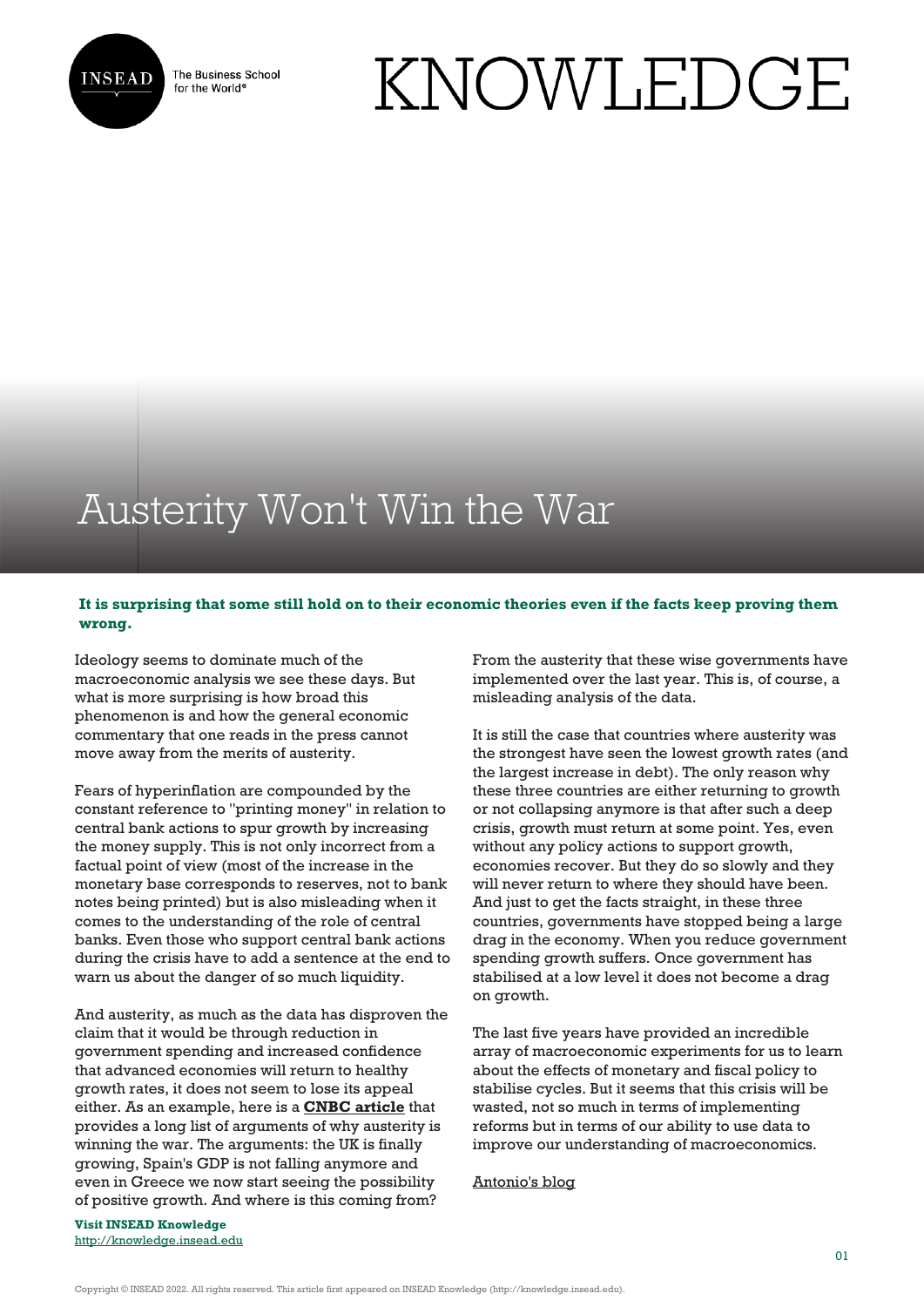# Austerity Won't Win the War

**It is surprising that some still hold on to their economic theories even if the facts keep proving them wrong.**

Ideology seems to dominate much of the macroeconomic analysis we see these days. But what is more surprising is how broad this phenomenon is and how the general economic commentary that one reads in the press cannot move away from the merits of austerity.

Fears of hyperinflation are compounded by the constant reference to "printing money" in relation to central bank actions to spur growth by increasing the money supply. This is not only incorrect from a factual point of view (most of the increase in the monetary base corresponds to reserves, not to bank notes being printed) but is also misleading when it comes to the understanding of the role of central banks. Even those who support central bank actions during the crisis have to add a sentence at the end to warn us about the danger of so much liquidity.

And austerity, as much as the data has disproven the claim that it would be through reduction in government spending and increased confidence that advanced economies will return to healthy growth rates, it does not seem to lose its appeal either. As an example, here is a **CNBC article** that provides a long list of arguments of why austerity is winning the war. The arguments: the UK is finally growing, Spain's GDP is not falling anymore and even in Greece we now start seeing the possibility of positive growth. And where is this coming from? From the austerity that these wise governments have implemented over the last year. This is, of course, a misleading analysis of the data.

It is still the case that countries where austerity was the strongest have seen the lowest growth rates (and the largest increase in debt). The only reason why these three countries are either returning to growth or not collapsing anymore is that after such a deep crisis, growth must return at some point. Yes, even without any policy actions to support growth, economies recover. But they do so slowly and they will never return to where they should have been. And just to get the facts straight, in these three countries, governments have stopped being a large drag in the economy. When you reduce government spending growth suffers. Once government has stabilised at a low level it does not become a drag on growth.

The last five years have provided an incredible array of macroeconomic experiments for us to learn about the effects of monetary and fiscal policy to stabilise cycles. But it seems that this crisis will be wasted, not so much in terms of implementing reforms but in terms of our ability to use data to improve our understanding of macroeconomics.

Antonio's blog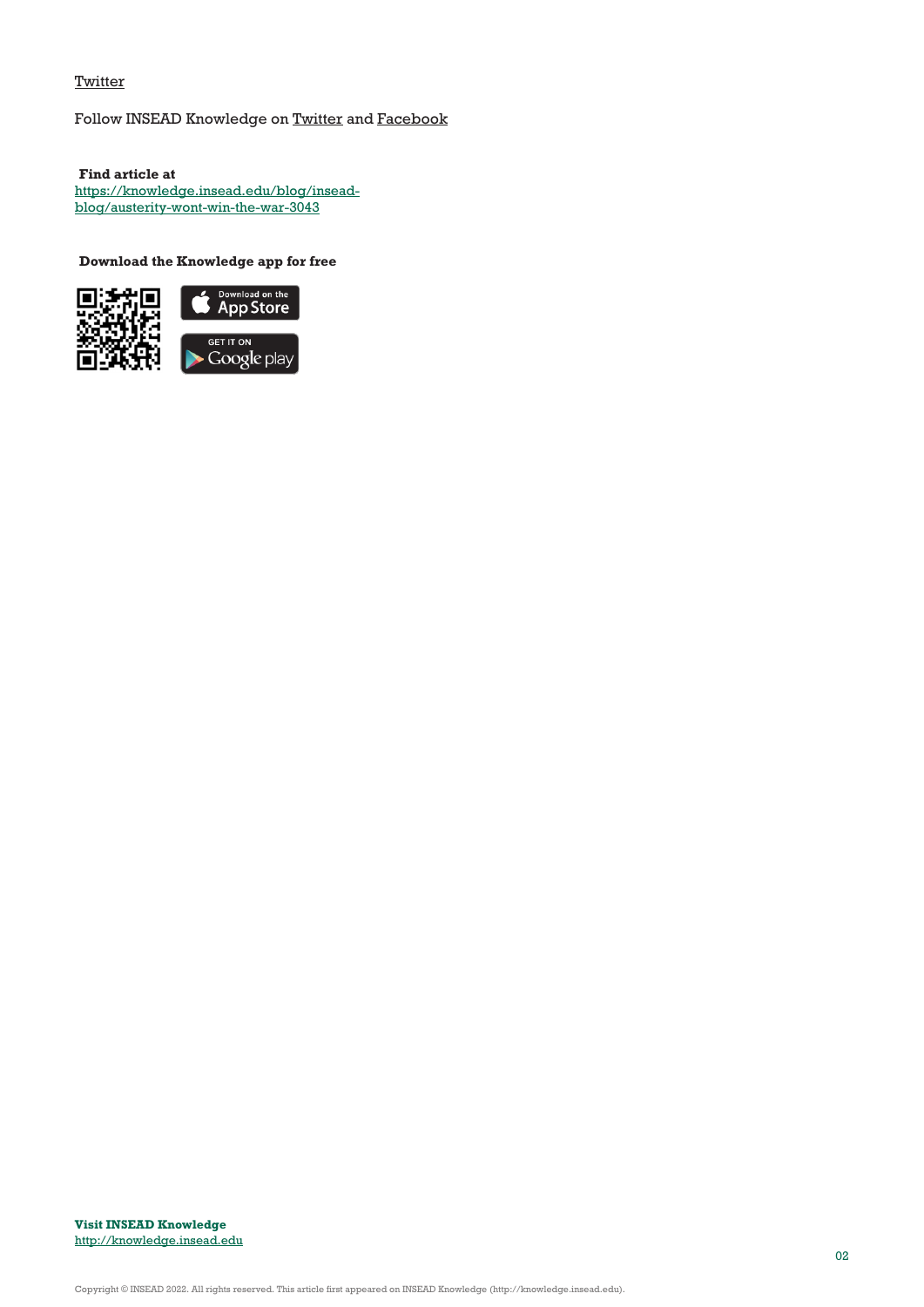Twitter

Follow INSEAD Knowledge on Twitter and Facebook

**Find article at**
https://knowledge.insead.edu/blog/insead-blog/austerity-wont-win-the-war-3043

**Download the Knowledge app for free**

**Visit INSEAD Knowledge**
http://knowledge.insead.edu

Copyright © INSEAD 2022. All rights reserved. This article first appeared on INSEAD Knowledge (http://knowledge.insead.edu).